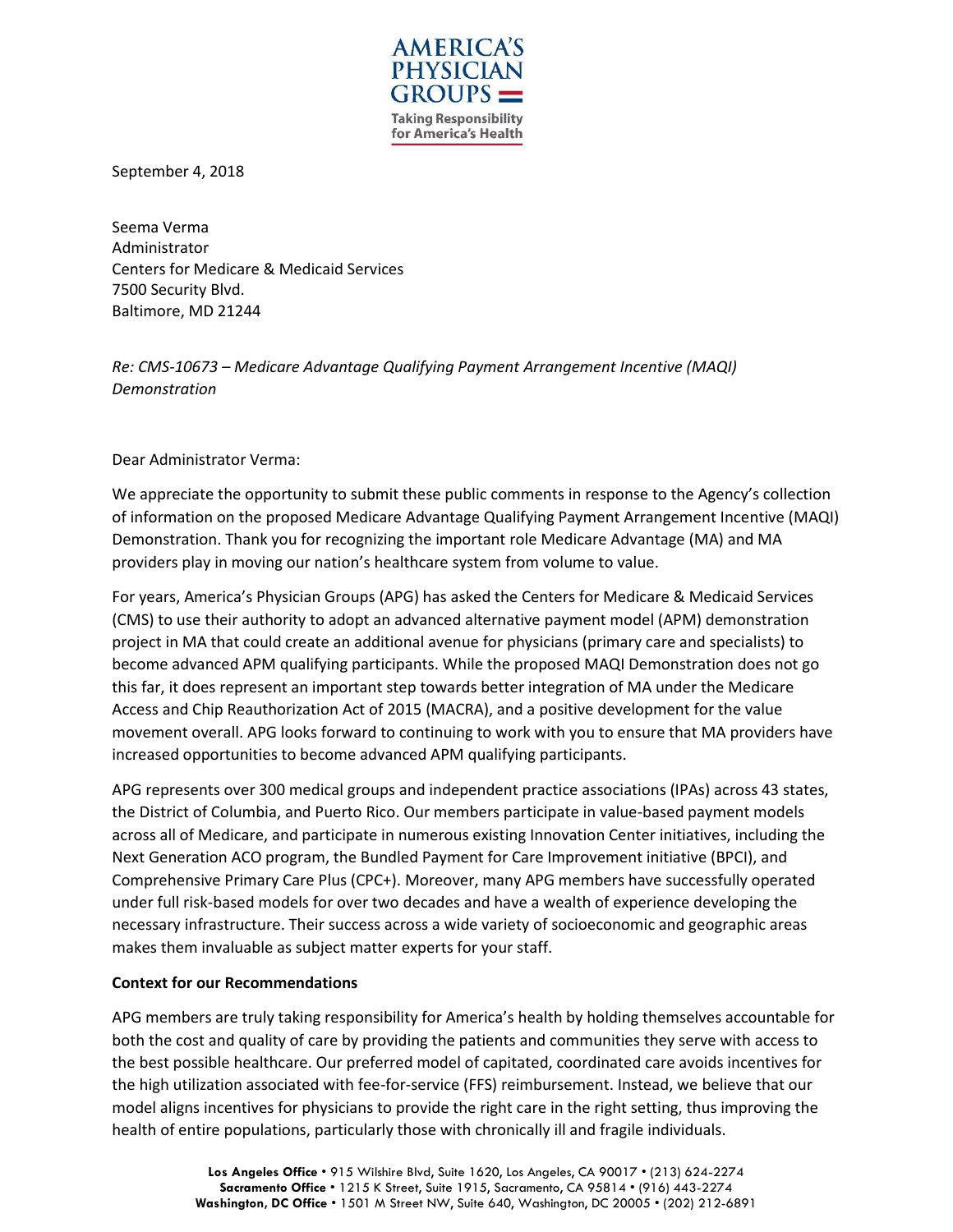**AMERICA'S PHYSICIAN GROUPS**

Taking Responsibility for America's Health

September 4, 2018

Seema Verma
Administrator
Centers for Medicare & Medicaid Services
7500 Security Blvd.
Baltimore, MD 21244

*Re: CMS-10673 – Medicare Advantage Qualifying Payment Arrangement Incentive (MAQI) Demonstration*

Dear Administrator Verma:

We appreciate the opportunity to submit these public comments in response to the Agency's collection of information on the proposed Medicare Advantage Qualifying Payment Arrangement Incentive (MAQI) Demonstration. Thank you for recognizing the important role Medicare Advantage (MA) and MA providers play in moving our nation's healthcare system from volume to value.

For years, America's Physician Groups (APG) has asked the Centers for Medicare & Medicaid Services (CMS) to use their authority to adopt an advanced alternative payment model (APM) demonstration project in MA that could create an additional avenue for physicians (primary care and specialists) to become advanced APM qualifying participants. While the proposed MAQI Demonstration does not go this far, it does represent an important step towards better integration of MA under the Medicare Access and Chip Reauthorization Act of 2015 (MACRA), and a positive development for the value movement overall. APG looks forward to continuing to work with you to ensure that MA providers have increased opportunities to become advanced APM qualifying participants.

APG represents over 300 medical groups and independent practice associations (IPAs) across 43 states, the District of Columbia, and Puerto Rico. Our members participate in value-based payment models across all of Medicare, and participate in numerous existing Innovation Center initiatives, including the Next Generation ACO program, the Bundled Payment for Care Improvement initiative (BPCI), and Comprehensive Primary Care Plus (CPC+). Moreover, many APG members have successfully operated under full risk-based models for over two decades and have a wealth of experience developing the necessary infrastructure. Their success across a wide variety of socioeconomic and geographic areas makes them invaluable as subject matter experts for your staff.

**Context for our Recommendations**

APG members are truly taking responsibility for America's health by holding themselves accountable for both the cost and quality of care by providing the patients and communities they serve with access to the best possible healthcare. Our preferred model of capitated, coordinated care avoids incentives for the high utilization associated with fee-for-service (FFS) reimbursement. Instead, we believe that our model aligns incentives for physicians to provide the right care in the right setting, thus improving the health of entire populations, particularly those with chronically ill and fragile individuals.

**Los Angeles Office** • 915 Wilshire Blvd, Suite 1620, Los Angeles, CA 90017 • (213) 624-2274
**Sacramento Office** • 1215 K Street, Suite 1915, Sacramento, CA 95814 • (916) 443-2274
**Washington, DC Office** • 1501 M Street NW, Suite 640, Washington, DC 20005 • (202) 212-6891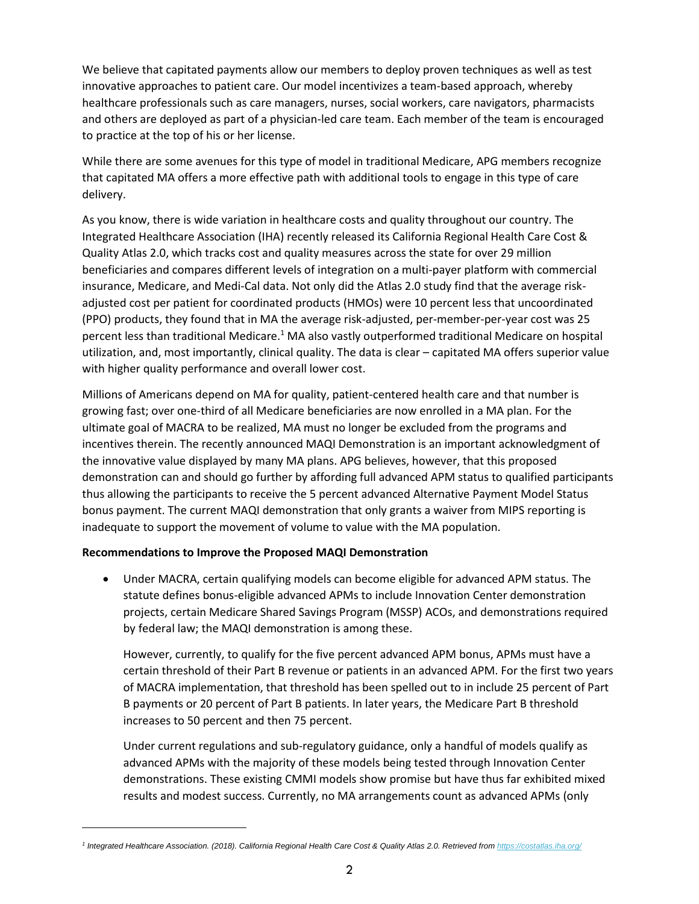We believe that capitated payments allow our members to deploy proven techniques as well as test innovative approaches to patient care. Our model incentivizes a team-based approach, whereby healthcare professionals such as care managers, nurses, social workers, care navigators, pharmacists and others are deployed as part of a physician-led care team. Each member of the team is encouraged to practice at the top of his or her license.

While there are some avenues for this type of model in traditional Medicare, APG members recognize that capitated MA offers a more effective path with additional tools to engage in this type of care delivery.

As you know, there is wide variation in healthcare costs and quality throughout our country. The Integrated Healthcare Association (IHA) recently released its California Regional Health Care Cost & Quality Atlas 2.0, which tracks cost and quality measures across the state for over 29 million beneficiaries and compares different levels of integration on a multi-payer platform with commercial insurance, Medicare, and Medi-Cal data. Not only did the Atlas 2.0 study find that the average risk-adjusted cost per patient for coordinated products (HMOs) were 10 percent less that uncoordinated (PPO) products, they found that in MA the average risk-adjusted, per-member-per-year cost was 25 percent less than traditional Medicare.[1] MA also vastly outperformed traditional Medicare on hospital utilization, and, most importantly, clinical quality. The data is clear – capitated MA offers superior value with higher quality performance and overall lower cost.

Millions of Americans depend on MA for quality, patient-centered health care and that number is growing fast; over one-third of all Medicare beneficiaries are now enrolled in a MA plan. For the ultimate goal of MACRA to be realized, MA must no longer be excluded from the programs and incentives therein. The recently announced MAQI Demonstration is an important acknowledgment of the innovative value displayed by many MA plans. APG believes, however, that this proposed demonstration can and should go further by affording full advanced APM status to qualified participants thus allowing the participants to receive the 5 percent advanced Alternative Payment Model Status bonus payment. The current MAQI demonstration that only grants a waiver from MIPS reporting is inadequate to support the movement of volume to value with the MA population.

**Recommendations to Improve the Proposed MAQI Demonstration**

- Under MACRA, certain qualifying models can become eligible for advanced APM status. The statute defines bonus-eligible advanced APMs to include Innovation Center demonstration projects, certain Medicare Shared Savings Program (MSSP) ACOs, and demonstrations required by federal law; the MAQI demonstration is among these.

  However, currently, to qualify for the five percent advanced APM bonus, APMs must have a certain threshold of their Part B revenue or patients in an advanced APM. For the first two years of MACRA implementation, that threshold has been spelled out to in include 25 percent of Part B payments or 20 percent of Part B patients. In later years, the Medicare Part B threshold increases to 50 percent and then 75 percent.

  Under current regulations and sub-regulatory guidance, only a handful of models qualify as advanced APMs with the majority of these models being tested through Innovation Center demonstrations. These existing CMMI models show promise but have thus far exhibited mixed results and modest success. Currently, no MA arrangements count as advanced APMs (only

---

[1] *Integrated Healthcare Association. (2018). California Regional Health Care Cost & Quality Atlas 2.0. Retrieved from https://costatlas.iha.org/*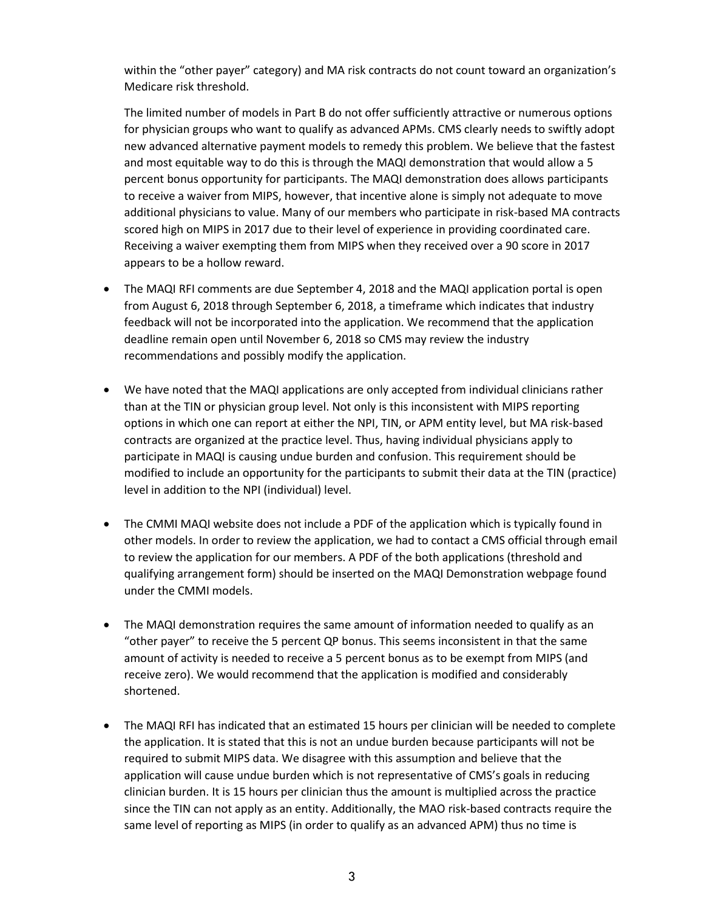within the "other payer" category) and MA risk contracts do not count toward an organization's Medicare risk threshold.

The limited number of models in Part B do not offer sufficiently attractive or numerous options for physician groups who want to qualify as advanced APMs. CMS clearly needs to swiftly adopt new advanced alternative payment models to remedy this problem. We believe that the fastest and most equitable way to do this is through the MAQI demonstration that would allow a 5 percent bonus opportunity for participants. The MAQI demonstration does allows participants to receive a waiver from MIPS, however, that incentive alone is simply not adequate to move additional physicians to value. Many of our members who participate in risk-based MA contracts scored high on MIPS in 2017 due to their level of experience in providing coordinated care. Receiving a waiver exempting them from MIPS when they received over a 90 score in 2017 appears to be a hollow reward.

- The MAQI RFI comments are due September 4, 2018 and the MAQI application portal is open from August 6, 2018 through September 6, 2018, a timeframe which indicates that industry feedback will not be incorporated into the application. We recommend that the application deadline remain open until November 6, 2018 so CMS may review the industry recommendations and possibly modify the application.

- We have noted that the MAQI applications are only accepted from individual clinicians rather than at the TIN or physician group level. Not only is this inconsistent with MIPS reporting options in which one can report at either the NPI, TIN, or APM entity level, but MA risk-based contracts are organized at the practice level. Thus, having individual physicians apply to participate in MAQI is causing undue burden and confusion. This requirement should be modified to include an opportunity for the participants to submit their data at the TIN (practice) level in addition to the NPI (individual) level.

- The CMMI MAQI website does not include a PDF of the application which is typically found in other models. In order to review the application, we had to contact a CMS official through email to review the application for our members. A PDF of the both applications (threshold and qualifying arrangement form) should be inserted on the MAQI Demonstration webpage found under the CMMI models.

- The MAQI demonstration requires the same amount of information needed to qualify as an "other payer" to receive the 5 percent QP bonus. This seems inconsistent in that the same amount of activity is needed to receive a 5 percent bonus as to be exempt from MIPS (and receive zero). We would recommend that the application is modified and considerably shortened.

- The MAQI RFI has indicated that an estimated 15 hours per clinician will be needed to complete the application. It is stated that this is not an undue burden because participants will not be required to submit MIPS data. We disagree with this assumption and believe that the application will cause undue burden which is not representative of CMS's goals in reducing clinician burden. It is 15 hours per clinician thus the amount is multiplied across the practice since the TIN can not apply as an entity. Additionally, the MAO risk-based contracts require the same level of reporting as MIPS (in order to qualify as an advanced APM) thus no time is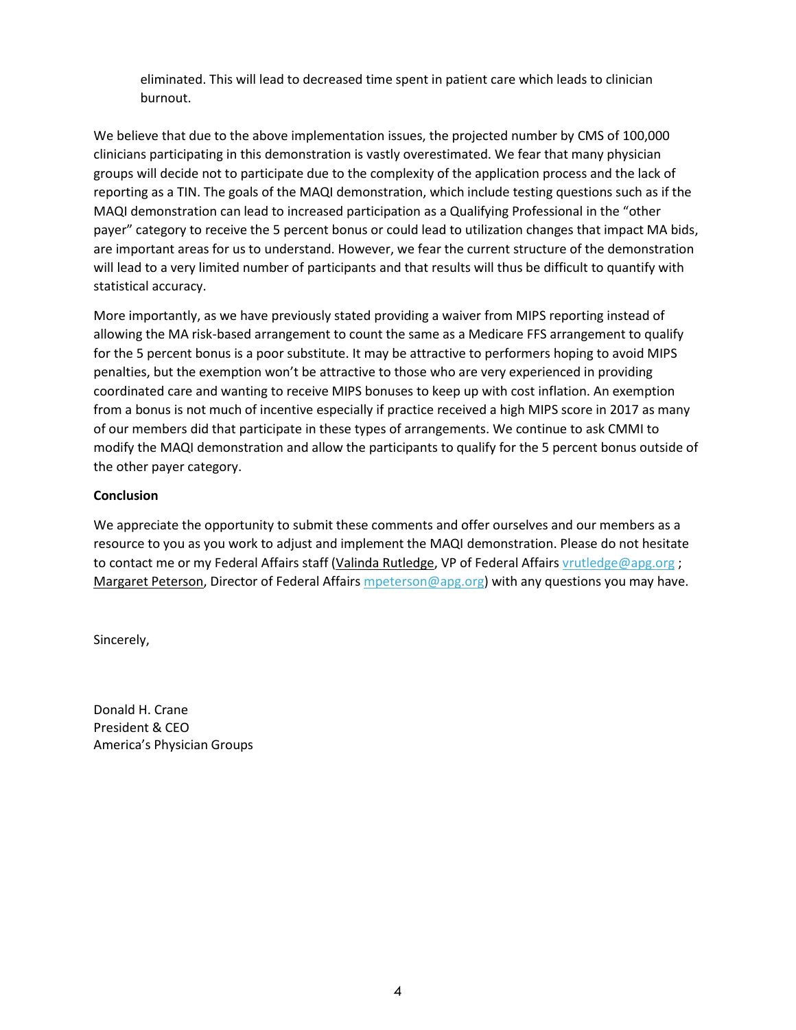eliminated. This will lead to decreased time spent in patient care which leads to clinician burnout.

We believe that due to the above implementation issues, the projected number by CMS of 100,000 clinicians participating in this demonstration is vastly overestimated. We fear that many physician groups will decide not to participate due to the complexity of the application process and the lack of reporting as a TIN. The goals of the MAQI demonstration, which include testing questions such as if the MAQI demonstration can lead to increased participation as a Qualifying Professional in the "other payer" category to receive the 5 percent bonus or could lead to utilization changes that impact MA bids, are important areas for us to understand. However, we fear the current structure of the demonstration will lead to a very limited number of participants and that results will thus be difficult to quantify with statistical accuracy.

More importantly, as we have previously stated providing a waiver from MIPS reporting instead of allowing the MA risk-based arrangement to count the same as a Medicare FFS arrangement to qualify for the 5 percent bonus is a poor substitute. It may be attractive to performers hoping to avoid MIPS penalties, but the exemption won't be attractive to those who are very experienced in providing coordinated care and wanting to receive MIPS bonuses to keep up with cost inflation. An exemption from a bonus is not much of incentive especially if practice received a high MIPS score in 2017 as many of our members did that participate in these types of arrangements. We continue to ask CMMI to modify the MAQI demonstration and allow the participants to qualify for the 5 percent bonus outside of the other payer category.

**Conclusion**

We appreciate the opportunity to submit these comments and offer ourselves and our members as a resource to you as you work to adjust and implement the MAQI demonstration. Please do not hesitate to contact me or my Federal Affairs staff (Valinda Rutledge, VP of Federal Affairs vrutledge@apg.org ; Margaret Peterson, Director of Federal Affairs mpeterson@apg.org) with any questions you may have.

Sincerely,

Donald H. Crane
President & CEO
America's Physician Groups